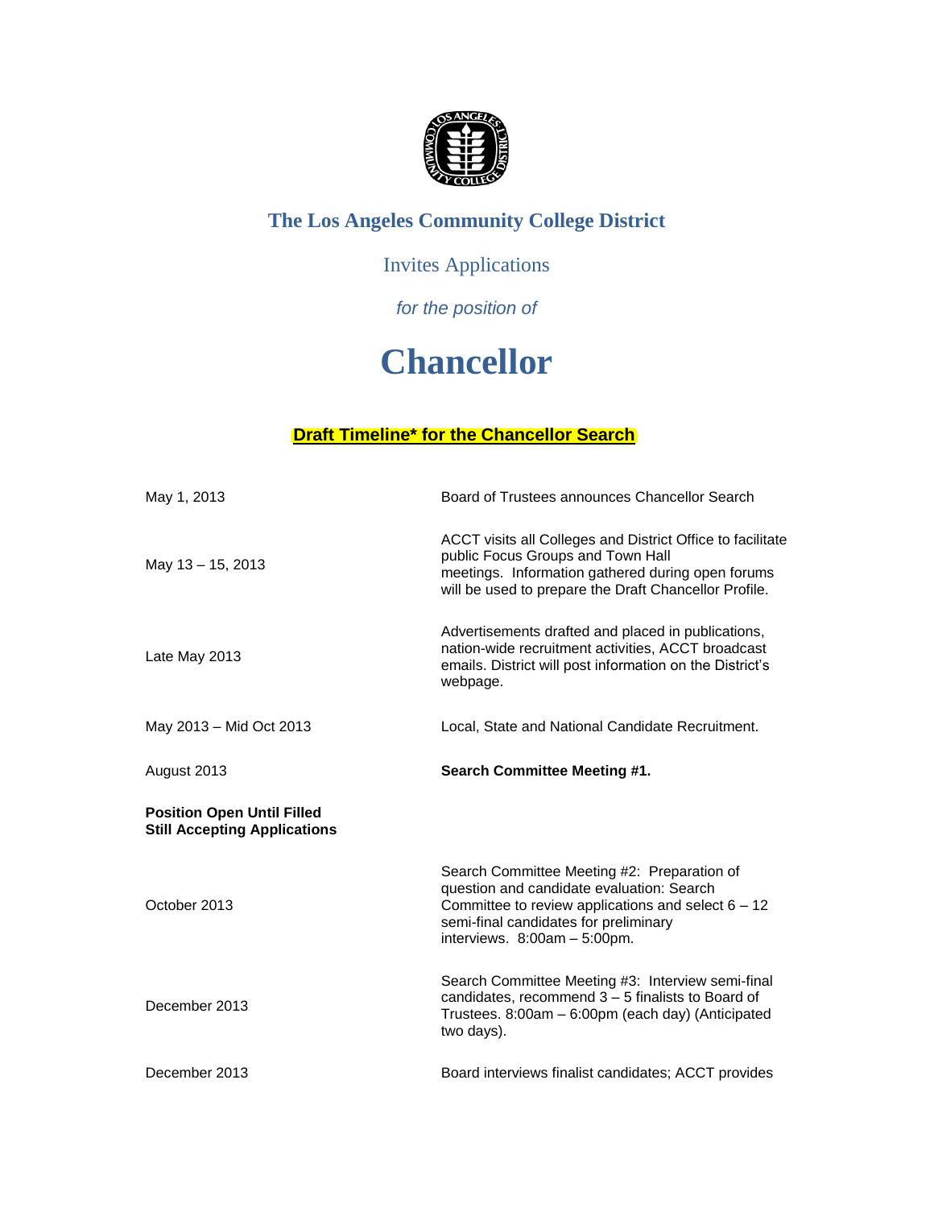# The Los Angeles Community College District

Invites Applications

*for the position of*

# Chancellor

**Draft Timeline* for the Chancellor Search**

| | |
|---|---|
| May 1, 2013 | Board of Trustees announces Chancellor Search |
| May 13 – 15, 2013 | ACCT visits all Colleges and District Office to facilitate public Focus Groups and Town Hall meetings. Information gathered during open forums will be used to prepare the Draft Chancellor Profile. |
| Late May 2013 | Advertisements drafted and placed in publications, nation-wide recruitment activities, ACCT broadcast emails. District will post information on the District's webpage. |
| May 2013 – Mid Oct 2013 | Local, State and National Candidate Recruitment. |
| August 2013 | **Search Committee Meeting #1.** |
| **Position Open Until Filled Still Accepting Applications** | |
| October 2013 | Search Committee Meeting #2: Preparation of question and candidate evaluation: Search Committee to review applications and select 6 – 12 semi-final candidates for preliminary interviews. 8:00am – 5:00pm. |
| December 2013 | Search Committee Meeting #3: Interview semi-final candidates, recommend 3 – 5 finalists to Board of Trustees. 8:00am – 6:00pm (each day) (Anticipated two days). |
| December 2013 | Board interviews finalist candidates; ACCT provides |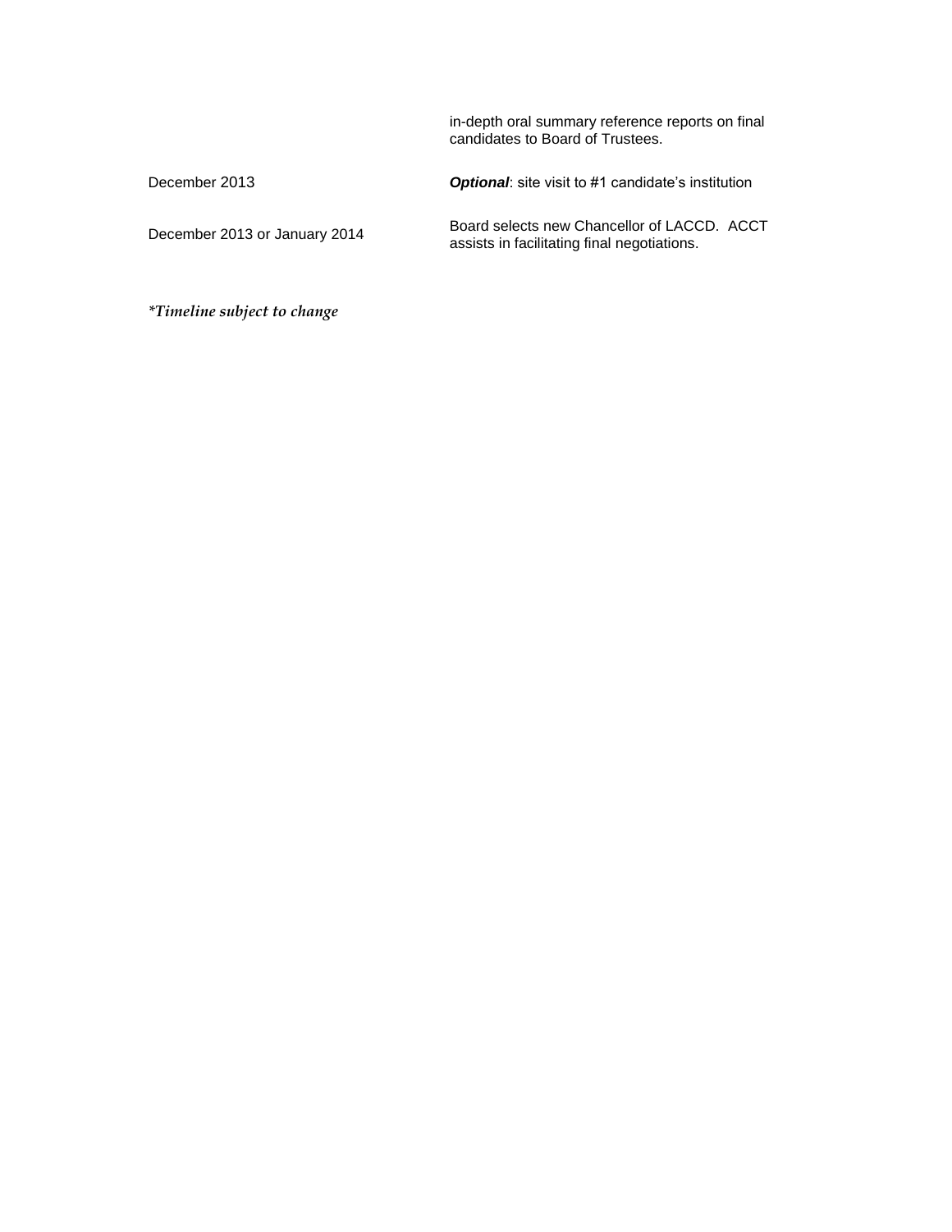| | |
|---|---|
| | in-depth oral summary reference reports on final candidates to Board of Trustees. |
| December 2013 | ***Optional***: site visit to #1 candidate's institution |
| December 2013 or January 2014 | Board selects new Chancellor of LACCD. ACCT assists in facilitating final negotiations. |

*\*Timeline subject to change*